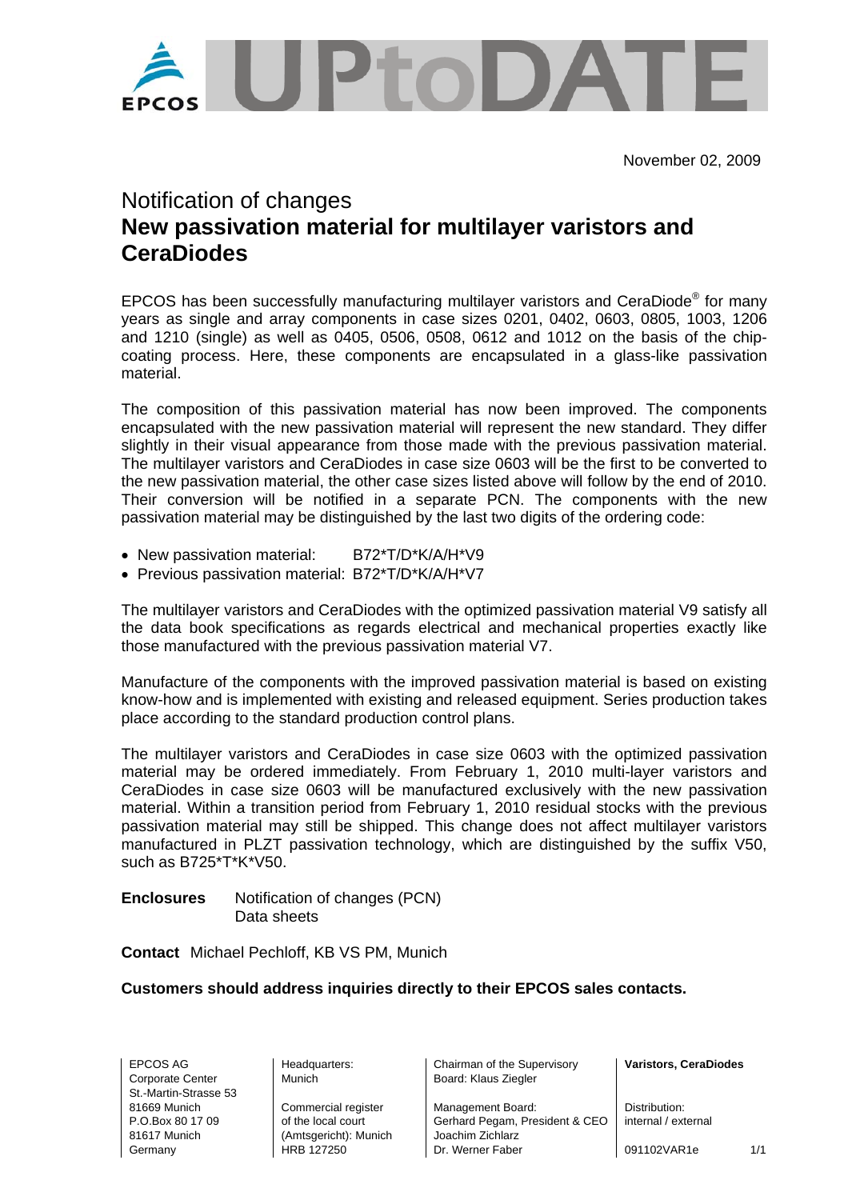EPCOS UPtoDATE

November 02, 2009

# Notification of changes
## New passivation material for multilayer varistors and CeraDiodes

EPCOS has been successfully manufacturing multilayer varistors and CeraDiode® for many years as single and array components in case sizes 0201, 0402, 0603, 0805, 1003, 1206 and 1210 (single) as well as 0405, 0506, 0508, 0612 and 1012 on the basis of the chip-coating process. Here, these components are encapsulated in a glass-like passivation material.

The composition of this passivation material has now been improved. The components encapsulated with the new passivation material will represent the new standard. They differ slightly in their visual appearance from those made with the previous passivation material. The multilayer varistors and CeraDiodes in case size 0603 will be the first to be converted to the new passivation material, the other case sizes listed above will follow by the end of 2010. Their conversion will be notified in a separate PCN. The components with the new passivation material may be distinguished by the last two digits of the ordering code:

- New passivation material: B72*T/D*K/A/H*V9
- Previous passivation material: B72*T/D*K/A/H*V7

The multilayer varistors and CeraDiodes with the optimized passivation material V9 satisfy all the data book specifications as regards electrical and mechanical properties exactly like those manufactured with the previous passivation material V7.

Manufacture of the components with the improved passivation material is based on existing know-how and is implemented with existing and released equipment. Series production takes place according to the standard production control plans.

The multilayer varistors and CeraDiodes in case size 0603 with the optimized passivation material may be ordered immediately. From February 1, 2010 multi-layer varistors and CeraDiodes in case size 0603 will be manufactured exclusively with the new passivation material. Within a transition period from February 1, 2010 residual stocks with the previous passivation material may still be shipped. This change does not affect multilayer varistors manufactured in PLZT passivation technology, which are distinguished by the suffix V50, such as B725*T*K*V50.

**Enclosures** Notification of changes (PCN)
Data sheets

**Contact** Michael Pechloff, KB VS PM, Munich

**Customers should address inquiries directly to their EPCOS sales contacts.**

EPCOS AG
Corporate Center
St.-Martin-Strasse 53
81669 Munich
P.O.Box 80 17 09
81617 Munich
Germany

Headquarters:
Munich

Commercial register
of the local court
(Amtsgericht): Munich
HRB 127250

Chairman of the Supervisory
Board: Klaus Ziegler

Management Board:
Gerhard Pegam, President & CEO
Joachim Zichlarz
Dr. Werner Faber

**Varistors, CeraDiodes**

Distribution:
internal / external

091102VAR1e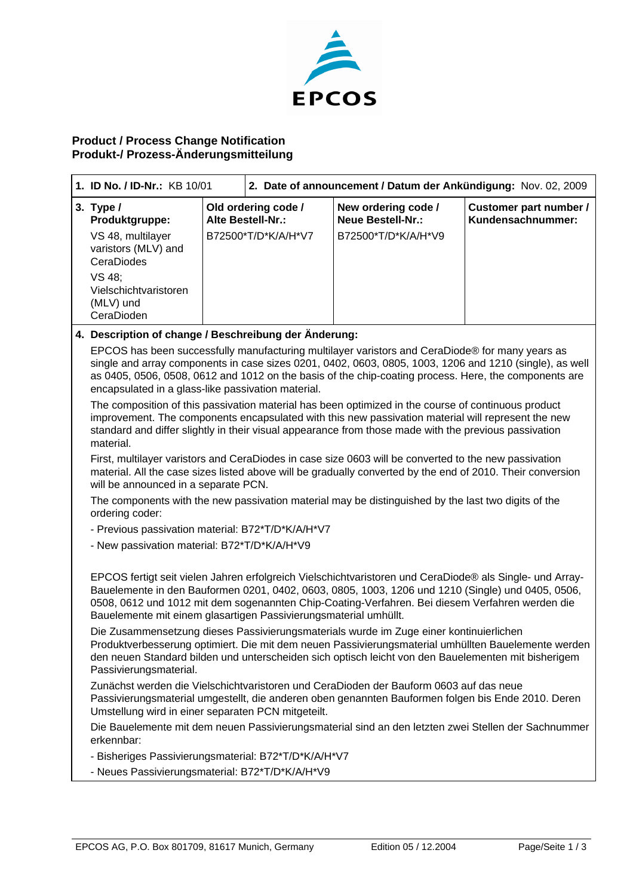EPCOS

## Product / Process Change Notification
## Produkt-/ Prozess-Änderungsmitteilung

| **1. ID No. / ID-Nr.:** KB 10/01 | **2. Date of announcement / Datum der Ankündigung:** Nov. 02, 2009 | | |
|---|---|---|---|
| **3. Type / Produktgruppe:** VS 48, multilayer varistors (MLV) and CeraDiodes; VS 48; Vielschichtvaristoren (MLV) und CeraDioden | **Old ordering code / Alte Bestell-Nr.:** B72500*T/D*K/A/H*V7 | **New ordering code / Neue Bestell-Nr.:** B72500*T/D*K/A/H*V9 | **Customer part number / Kundensachnummer:** |

**4. Description of change / Beschreibung der Änderung:**

EPCOS has been successfully manufacturing multilayer varistors and CeraDiode® for many years as single and array components in case sizes 0201, 0402, 0603, 0805, 1003, 1206 and 1210 (single), as well as 0405, 0506, 0508, 0612 and 1012 on the basis of the chip-coating process. Here, the components are encapsulated in a glass-like passivation material.

The composition of this passivation material has been optimized in the course of continuous product improvement. The components encapsulated with this new passivation material will represent the new standard and differ slightly in their visual appearance from those made with the previous passivation material.

First, multilayer varistors and CeraDiodes in case size 0603 will be converted to the new passivation material. All the case sizes listed above will be gradually converted by the end of 2010. Their conversion will be announced in a separate PCN.

The components with the new passivation material may be distinguished by the last two digits of the ordering coder:

- Previous passivation material: B72*T/D*K/A/H*V7
- New passivation material: B72*T/D*K/A/H*V9

EPCOS fertigt seit vielen Jahren erfolgreich Vielschichtvaristoren und CeraDiode® als Single- und Array-Bauelemente in den Bauformen 0201, 0402, 0603, 0805, 1003, 1206 und 1210 (Single) und 0405, 0506, 0508, 0612 und 1012 mit dem sogenannten Chip-Coating-Verfahren. Bei diesem Verfahren werden die Bauelemente mit einem glasartigen Passivierungsmaterial umhüllt.

Die Zusammensetzung dieses Passivierungsmaterials wurde im Zuge einer kontinuierlichen Produktverbesserung optimiert. Die mit dem neuen Passivierungsmaterial umhüllten Bauelemente werden den neuen Standard bilden und unterscheiden sich optisch leicht von den Bauelementen mit bisherigem Passivierungsmaterial.

Zunächst werden die Vielschichtvaristoren und CeraDioden der Bauform 0603 auf das neue Passivierungsmaterial umgestellt, die anderen oben genannten Bauformen folgen bis Ende 2010. Deren Umstellung wird in einer separaten PCN mitgeteilt.

Die Bauelemente mit dem neuen Passivierungsmaterial sind an den letzten zwei Stellen der Sachnummer erkennbar:

- Bisheriges Passivierungsmaterial: B72*T/D*K/A/H*V7
- Neues Passivierungsmaterial: B72*T/D*K/A/H*V9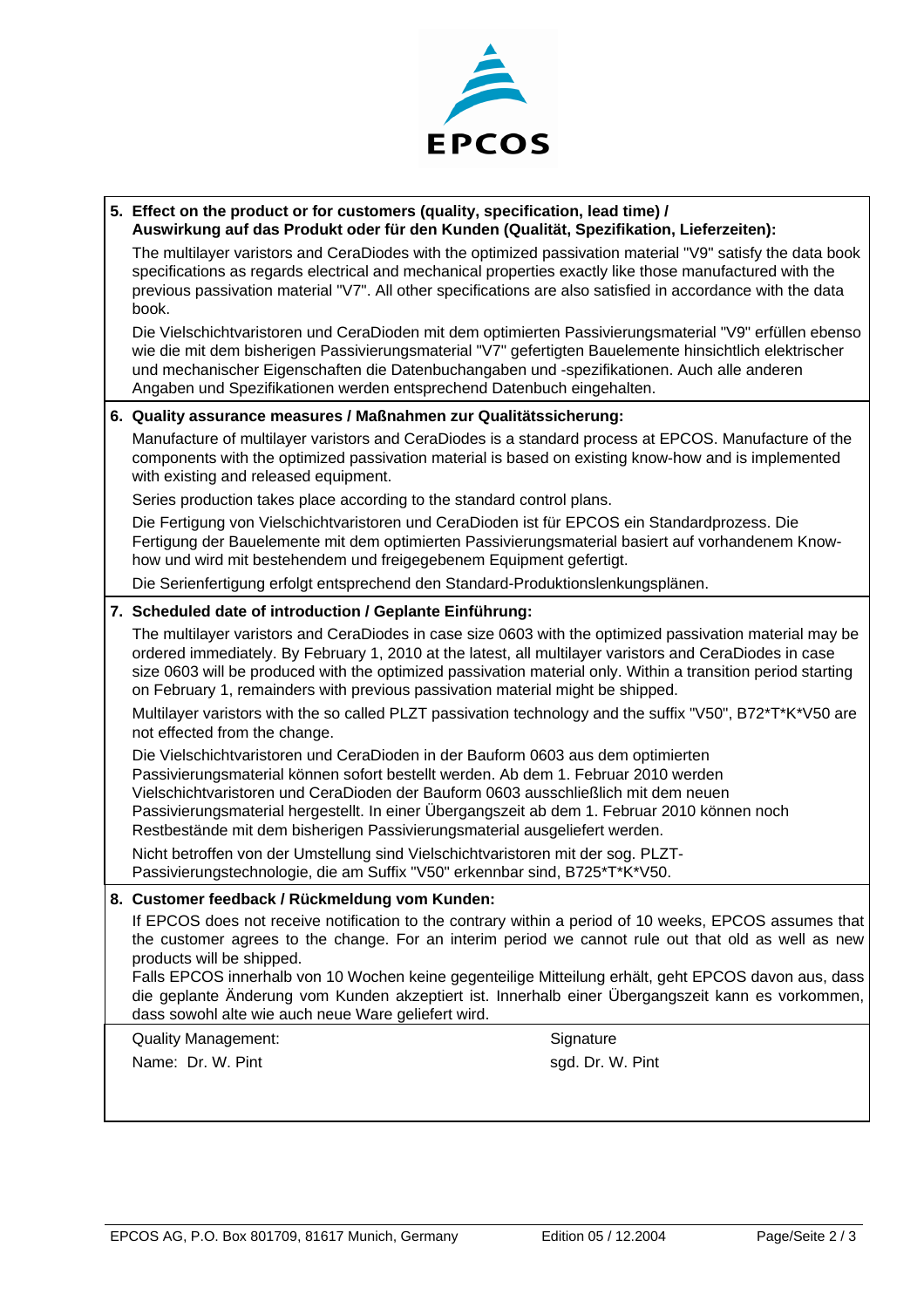**EPCOS**

**5. Effect on the product or for customers (quality, specification, lead time) / Auswirkung auf das Produkt oder für den Kunden (Qualität, Spezifikation, Lieferzeiten):**

The multilayer varistors and CeraDiodes with the optimized passivation material "V9" satisfy the data book specifications as regards electrical and mechanical properties exactly like those manufactured with the previous passivation material "V7". All other specifications are also satisfied in accordance with the data book.

Die Vielschichtvaristoren und CeraDioden mit dem optimierten Passivierungsmaterial "V9" erfüllen ebenso wie die mit dem bisherigen Passivierungsmaterial "V7" gefertigten Bauelemente hinsichtlich elektrischer und mechanischer Eigenschaften die Datenbuchangaben und -spezifikationen. Auch alle anderen Angaben und Spezifikationen werden entsprechend Datenbuch eingehalten.

**6. Quality assurance measures / Maßnahmen zur Qualitätssicherung:**

Manufacture of multilayer varistors and CeraDiodes is a standard process at EPCOS. Manufacture of the components with the optimized passivation material is based on existing know-how and is implemented with existing and released equipment.

Series production takes place according to the standard control plans.

Die Fertigung von Vielschichtvaristoren und CeraDioden ist für EPCOS ein Standardprozess. Die Fertigung der Bauelemente mit dem optimierten Passivierungsmaterial basiert auf vorhandenem Know-how und wird mit bestehendem und freigegebenem Equipment gefertigt.

Die Serienfertigung erfolgt entsprechend den Standard-Produktionslenkungsplänen.

**7. Scheduled date of introduction / Geplante Einführung:**

The multilayer varistors and CeraDiodes in case size 0603 with the optimized passivation material may be ordered immediately. By February 1, 2010 at the latest, all multilayer varistors and CeraDiodes in case size 0603 will be produced with the optimized passivation material only. Within a transition period starting on February 1, remainders with previous passivation material might be shipped.

Multilayer varistors with the so called PLZT passivation technology and the suffix "V50", B72*T*K*V50 are not effected from the change.

Die Vielschichtvaristoren und CeraDioden in der Bauform 0603 aus dem optimierten Passivierungsmaterial können sofort bestellt werden. Ab dem 1. Februar 2010 werden Vielschichtvaristoren und CeraDioden der Bauform 0603 ausschließlich mit dem neuen Passivierungsmaterial hergestellt. In einer Übergangszeit ab dem 1. Februar 2010 können noch Restbestände mit dem bisherigen Passivierungsmaterial ausgeliefert werden.

Nicht betroffen von der Umstellung sind Vielschichtvaristoren mit der sog. PLZT-Passivierungstechnologie, die am Suffix "V50" erkennbar sind, B725*T*K*V50.

**8. Customer feedback / Rückmeldung vom Kunden:**

If EPCOS does not receive notification to the contrary within a period of 10 weeks, EPCOS assumes that the customer agrees to the change. For an interim period we cannot rule out that old as well as new products will be shipped.

Falls EPCOS innerhalb von 10 Wochen keine gegenteilige Mitteilung erhält, geht EPCOS davon aus, dass die geplante Änderung vom Kunden akzeptiert ist. Innerhalb einer Übergangszeit kann es vorkommen, dass sowohl alte wie auch neue Ware geliefert wird.

| Quality Management: | Signature |
|---|---|
| Name: Dr. W. Pint | sgd. Dr. W. Pint |

EPCOS AG, P.O. Box 801709, 81617 Munich, Germany — Edition 05 / 12.2004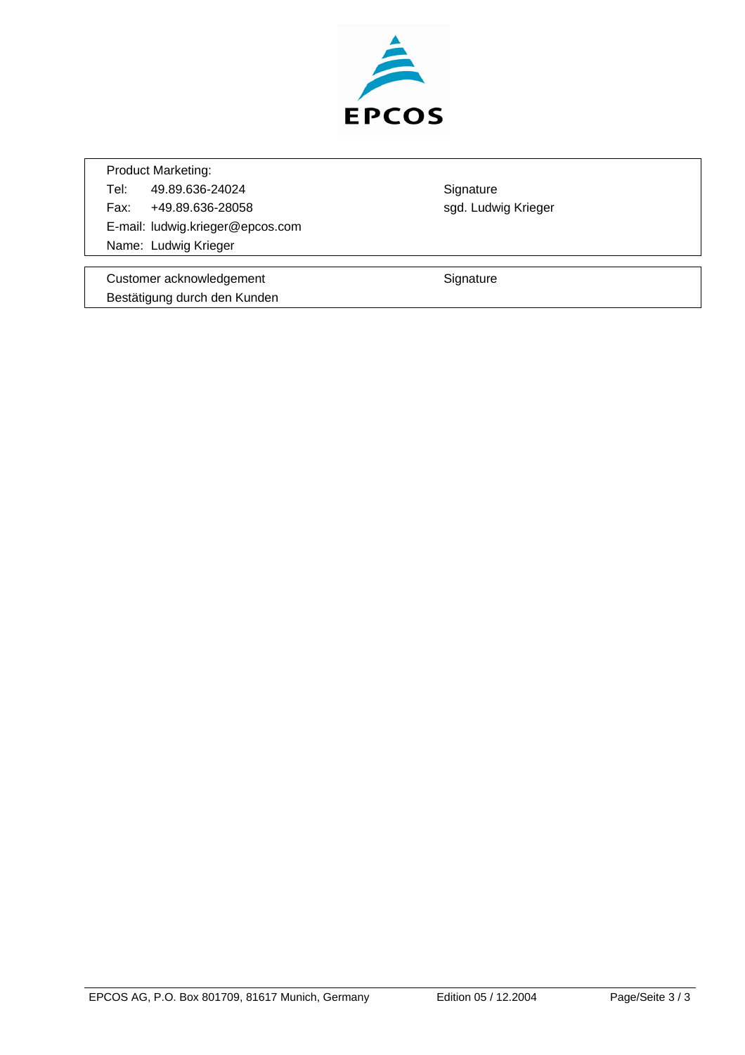EPCOS

| Product Marketing: | |
|---|---|
| Tel: 49.89.636-24024 | Signature |
| Fax: +49.89.636-28058 | sgd. Ludwig Krieger |
| E-mail: ludwig.krieger@epcos.com | |
| Name: Ludwig Krieger | |

| Customer acknowledgement | Signature |
|---|---|
| Bestätigung durch den Kunden | |

EPCOS AG, P.O. Box 801709, 81617 Munich, Germany — Edition 05 / 12.2004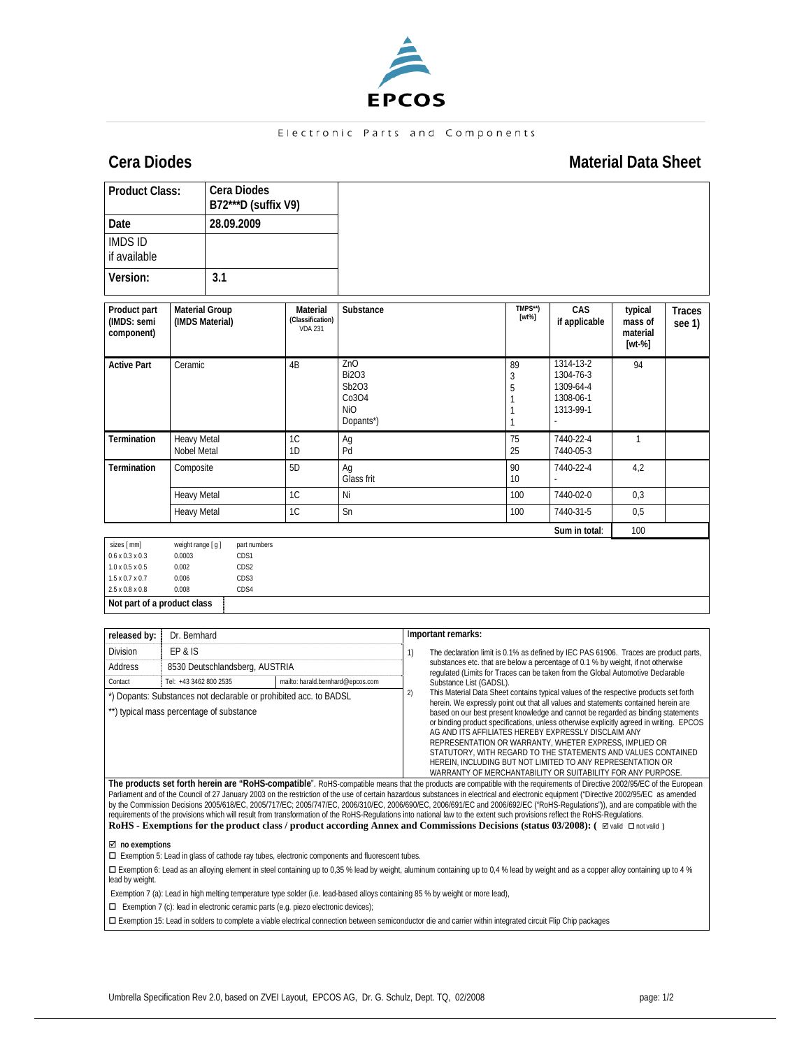EPCOS

Electronic Parts and Components

# Cera Diodes

## Material Data Sheet

| Product Class: | Cera Diodes B72***D (suffix V9) |
|---|---|
| Date | 28.09.2009 |
| IMDS ID if available | |
| Version: | 3.1 |

| Product part (IMDS: semi component) | Material Group (IMDS Material) | Material (Classification) VDA 231 | Substance | TMPS**) [wt%] | CAS if applicable | typical mass of material [wt-%] | Traces see 1) |
|---|---|---|---|---|---|---|---|
| Active Part | Ceramic | 4B | ZnO<br>$Bi_2O_3$<br>$Sb_2O_3$<br>$Co_3O_4$<br>NiO<br>Dopants*) | 89<br>3<br>5<br>1<br>1<br>1 | 1314-13-2<br>1304-76-3<br>1309-64-4<br>1308-06-1<br>1313-99-1<br>- | 94 | |
| Termination | Heavy Metal<br>Nobel Metal | 1C<br>1D | Ag<br>Pd | 75<br>25 | 7440-22-4<br>7440-05-3 | 1 | |
| Termination | Composite | 5D | Ag<br>Glass frit | 90<br>10 | 7440-22-4<br>- | 4,2 | |
| | Heavy Metal | 1C | Ni | 100 | 7440-02-0 | 0,3 | |
| | Heavy Metal | 1C | Sn | 100 | 7440-31-5 | 0,5 | |
| | | | | | Sum in total: | 100 | |

| sizes [ mm] | weight range [ g ] | part numbers |
|---|---|---|
| 0.6 x 0.3 x 0.3 | 0.0003 | CDS1 |
| 1.0 x 0.5 x 0.5 | 0.002 | CDS2 |
| 1.5 x 0.7 x 0.7 | 0.006 | CDS3 |
| 2.5 x 0.8 x 0.8 | 0.008 | CDS4 |

**Not part of a product class**

| released by: | Dr. Bernhard | |
|---|---|---|
| Division | EP & IS | |
| Address | 8530 Deutschlandsberg, AUSTRIA | |
| Contact | Tel: +43 3462 800 2535 | mailto: harald.bernhard@epcos.com |

*) Dopants: Substances not declarable or prohibited acc. to BADSL

**) typical mass percentage of substance

**Important remarks:**

1) The declaration limit is 0.1% as defined by IEC PAS 61906. Traces are product parts, substances etc. that are below a percentage of 0.1 % by weight, if not otherwise regulated (Limits for Traces can be taken from the Global Automotive Declarable Substance List (GADSL).

2) This Material Data Sheet contains typical values of the respective products set forth herein. We expressly point out that all values and statements contained herein are based on our best present knowledge and cannot be regarded as binding statements or binding product specifications, unless otherwise explicitly agreed in writing. EPCOS AG AND ITS AFFILIATES HEREBY EXPRESSLY DISCLAIM ANY REPRESENTATION OR WARRANTY, WHETER EXPRESS, IMPLIED OR STATUTORY, WITH REGARD TO THE STATEMENTS AND VALUES CONTAINED HEREIN, INCLUDING BUT NOT LIMITED TO ANY REPRESENTATION OR WARRANTY OF MERCHANTABILITY OR SUITABILITY FOR ANY PURPOSE.

**The products set forth herein are "RoHS-compatible"**. RoHS-compatible means that the products are compatible with the requirements of Directive 2002/95/EC of the European Parliament and of the Council of 27 January 2003 on the restriction of the use of certain hazardous substances in electrical and electronic equipment ("Directive 2002/95/EC as amended by the Commission Decisions 2005/618/EC, 2005/717/EC; 2005/747/EC, 2006/310/EC, 2006/690/EC, 2006/691/EC and 2006/692/EC ("RoHS-Regulations")), and are compatible with the requirements of the provisions which will result from transformation of the RoHS-Regulations into national law to the extent such provisions reflect the RoHS-Regulations.

**RoHS - Exemptions for the product class / product according Annex and Commissions Decisions (status 03/2008): ( ☑ valid ☐ not valid )**

☑ **no exemptions**

☐ Exemption 5: Lead in glass of cathode ray tubes, electronic components and fluorescent tubes.

☐ Exemption 6: Lead as an alloying element in steel containing up to 0,35 % lead by weight, aluminum containing up to 0,4 % lead by weight and as a copper alloy containing up to 4 % lead by weight.

Exemption 7 (a): Lead in high melting temperature type solder (i.e. lead-based alloys containing 85 % by weight or more lead),

☐ Exemption 7 (c): lead in electronic ceramic parts (e.g. piezo electronic devices);

☐ Exemption 15: Lead in solders to complete a viable electrical connection between semiconductor die and carrier within integrated circuit Flip Chip packages

Umbrella Specification Rev 2.0, based on ZVEI Layout, EPCOS AG, Dr. G. Schulz, Dept. TQ, 02/2008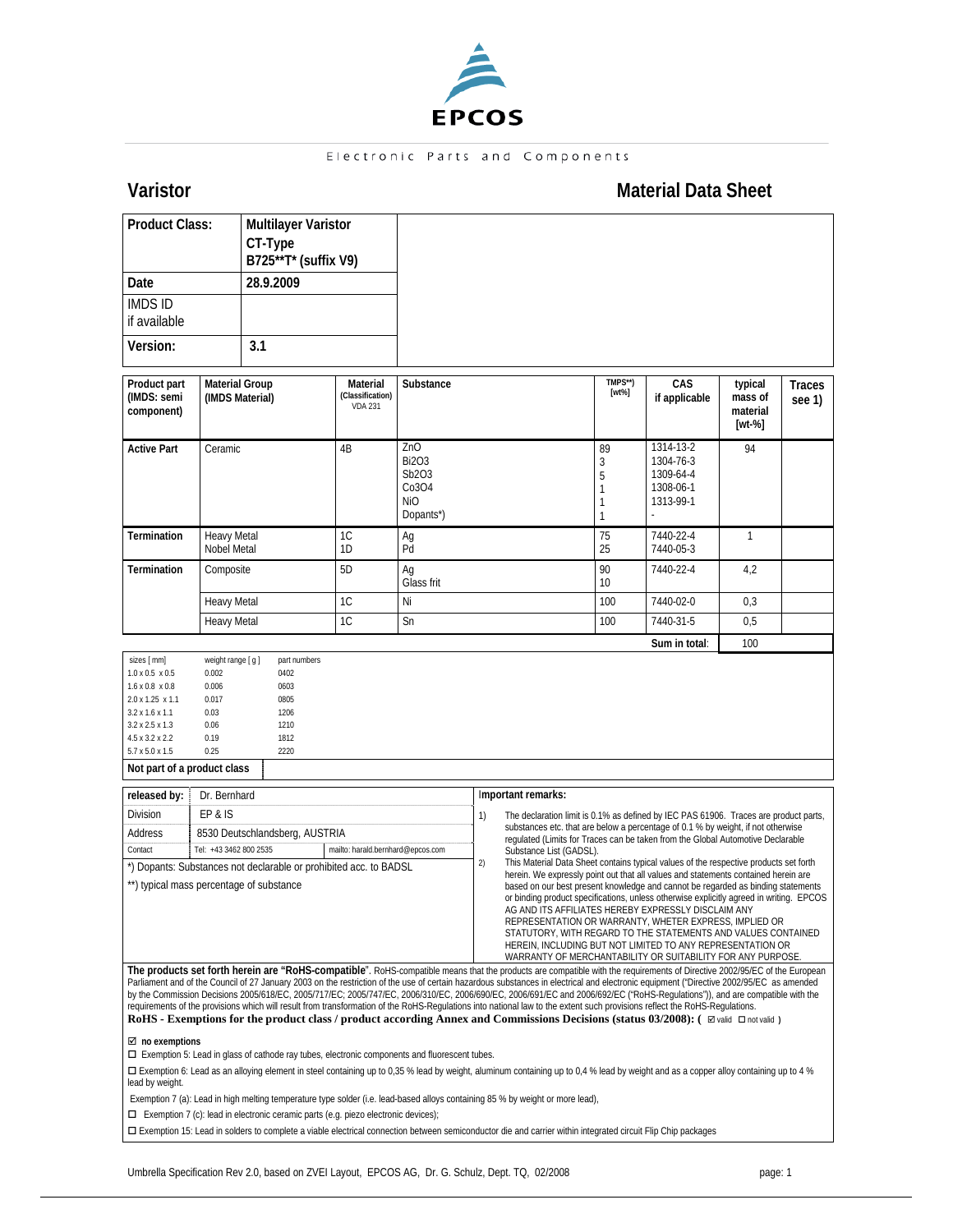EPCOS

Electronic Parts and Components

# Varistor

## Material Data Sheet

| | |
|---|---|
| **Product Class:** | **Multilayer Varistor CT-Type B725**T* (suffix V9)** |
| **Date** | **28.9.2009** |
| IMDS ID if available | |
| **Version:** | **3.1** |

| Product part (IMDS: semi component) | Material Group (IMDS Material) | Material (Classification) VDA 231 | Substance | TMPS**) [wt%] | CAS if applicable | typical mass of material [wt-%] | Traces see 1) |
|---|---|---|---|---|---|---|---|
| **Active Part** | Ceramic | 4B | ZnO<br>Bi2O3<br>Sb2O3<br>Co3O4<br>NiO<br>Dopants*) | 89<br>3<br>5<br>1<br>1<br>1 | 1314-13-2<br>1304-76-3<br>1309-64-4<br>1308-06-1<br>1313-99-1<br>- | 94 | |
| **Termination** | Heavy Metal<br>Nobel Metal | 1C<br>1D | Ag<br>Pd | 75<br>25 | 7440-22-4<br>7440-05-3 | 1 | |
| **Termination** | Composite | 5D | Ag<br>Glass frit | 90<br>10 | 7440-22-4 | 4,2 | |
| | Heavy Metal | 1C | Ni | 100 | 7440-02-0 | 0,3 | |
| | Heavy Metal | 1C | Sn | 100 | 7440-31-5 | 0,5 | |
| | | | | | **Sum in total:** | 100 | |

| sizes [ mm] | weight range [ g ] | part numbers |
|---|---|---|
| 1.0 x 0.5 x 0.5 | 0.002 | 0402 |
| 1.6 x 0.8 x 0.8 | 0.006 | 0603 |
| 2.0 x 1.25 x 1.1 | 0.017 | 0805 |
| 3.2 x 1.6 x 1.1 | 0.03 | 1206 |
| 3.2 x 2.5 x 1.3 | 0.06 | 1210 |
| 4.5 x 3.2 x 2.2 | 0.19 | 1812 |
| 5.7 x 5.0 x 1.5 | 0.25 | 2220 |

**Not part of a product class**

| | | |
|---|---|---|
| **released by:** | Dr. Bernhard | |
| Division | EP & IS | |
| Address | 8530 Deutschlandsberg, AUSTRIA | |
| Contact | Tel: +43 3462 800 2535 | mailto: harald.bernhard@epcos.com |

*) Dopants: Substances not declarable or prohibited acc. to BADSL

**) typical mass percentage of substance

**Important remarks:**

1) The declaration limit is 0.1% as defined by IEC PAS 61906. Traces are product parts, substances etc. that are below a percentage of 0.1 % by weight, if not otherwise regulated (Limits for Traces can be taken from the Global Automotive Declarable Substance List (GADSL).

2) This Material Data Sheet contains typical values of the respective products set forth herein. We expressly point out that all values and statements contained herein are based on our best present knowledge and cannot be regarded as binding statements or binding product specifications, unless otherwise explicitly agreed in writing. EPCOS AG AND ITS AFFILIATES HEREBY EXPRESSLY DISCLAIM ANY REPRESENTATION OR WARRANTY, WHETER EXPRESS, IMPLIED OR STATUTORY, WITH REGARD TO THE STATEMENTS AND VALUES CONTAINED HEREIN, INCLUDING BUT NOT LIMITED TO ANY REPRESENTATION OR WARRANTY OF MERCHANTABILITY OR SUITABILITY FOR ANY PURPOSE.

**The products set forth herein are "RoHS-compatible**". RoHS-compatible means that the products are compatible with the requirements of Directive 2002/95/EC of the European Parliament and of the Council of 27 January 2003 on the restriction of the use of certain hazardous substances in electrical and electronic equipment ("Directive 2002/95/EC as amended by the Commission Decisions 2005/618/EC, 2005/717/EC; 2005/747/EC, 2006/310/EC, 2006/690/EC, 2006/691/EC and 2006/692/EC ("RoHS-Regulations")), and are compatible with the requirements of the provisions which will result from transformation of the RoHS-Regulations into national law to the extent such provisions reflect the RoHS-Regulations.

**RoHS - Exemptions for the product class / product according Annex and Commissions Decisions (status 03/2008): (** ☑ valid ☐ not valid **)**

☑ **no exemptions**

☐ Exemption 5: Lead in glass of cathode ray tubes, electronic components and fluorescent tubes.

☐ Exemption 6: Lead as an alloying element in steel containing up to 0,35 % lead by weight, aluminum containing up to 0,4 % lead by weight and as a copper alloy containing up to 4 % lead by weight.

Exemption 7 (a): Lead in high melting temperature type solder (i.e. lead-based alloys containing 85 % by weight or more lead),

☐ Exemption 7 (c): lead in electronic ceramic parts (e.g. piezo electronic devices);

☐ Exemption 15: Lead in solders to complete a viable electrical connection between semiconductor die and carrier within integrated circuit Flip Chip packages

Umbrella Specification Rev 2.0, based on ZVEI Layout, EPCOS AG, Dr. G. Schulz, Dept. TQ, 02/2008